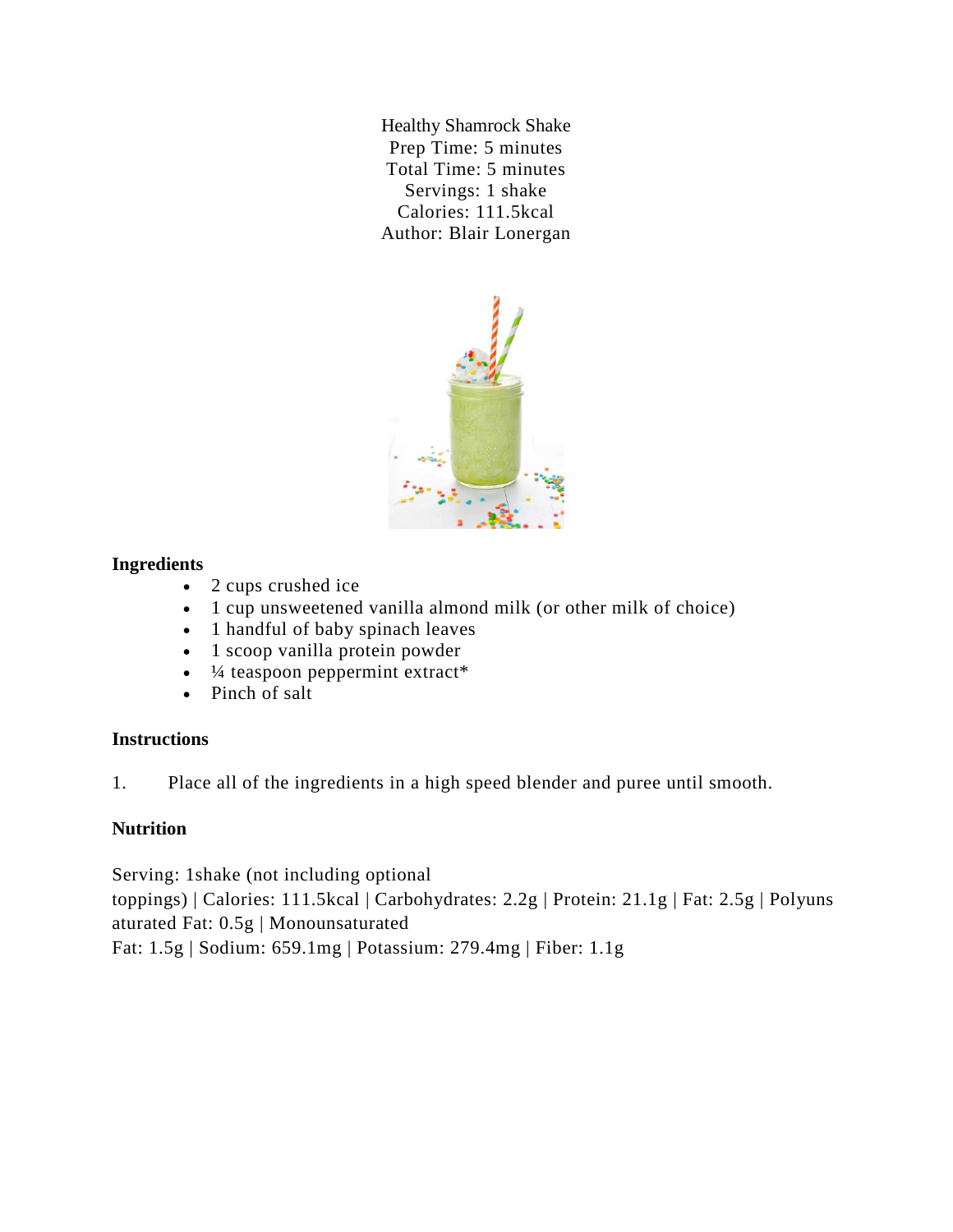Healthy Shamrock Shake
Prep Time: 5 minutes
Total Time: 5 minutes
Servings: 1 shake
Calories: 111.5kcal
Author: Blair Lonergan

**Ingredients**

- 2 cups crushed ice
- 1 cup unsweetened vanilla almond milk (or other milk of choice)
- 1 handful of baby spinach leaves
- 1 scoop vanilla protein powder
- ¼ teaspoon peppermint extract*
- Pinch of salt

**Instructions**

1. Place all of the ingredients in a high speed blender and puree until smooth.

**Nutrition**

Serving: 1shake (not including optional toppings) | Calories: 111.5kcal | Carbohydrates: 2.2g | Protein: 21.1g | Fat: 2.5g | Polyunsaturated Fat: 0.5g | Monounsaturated Fat: 1.5g | Sodium: 659.1mg | Potassium: 279.4mg | Fiber: 1.1g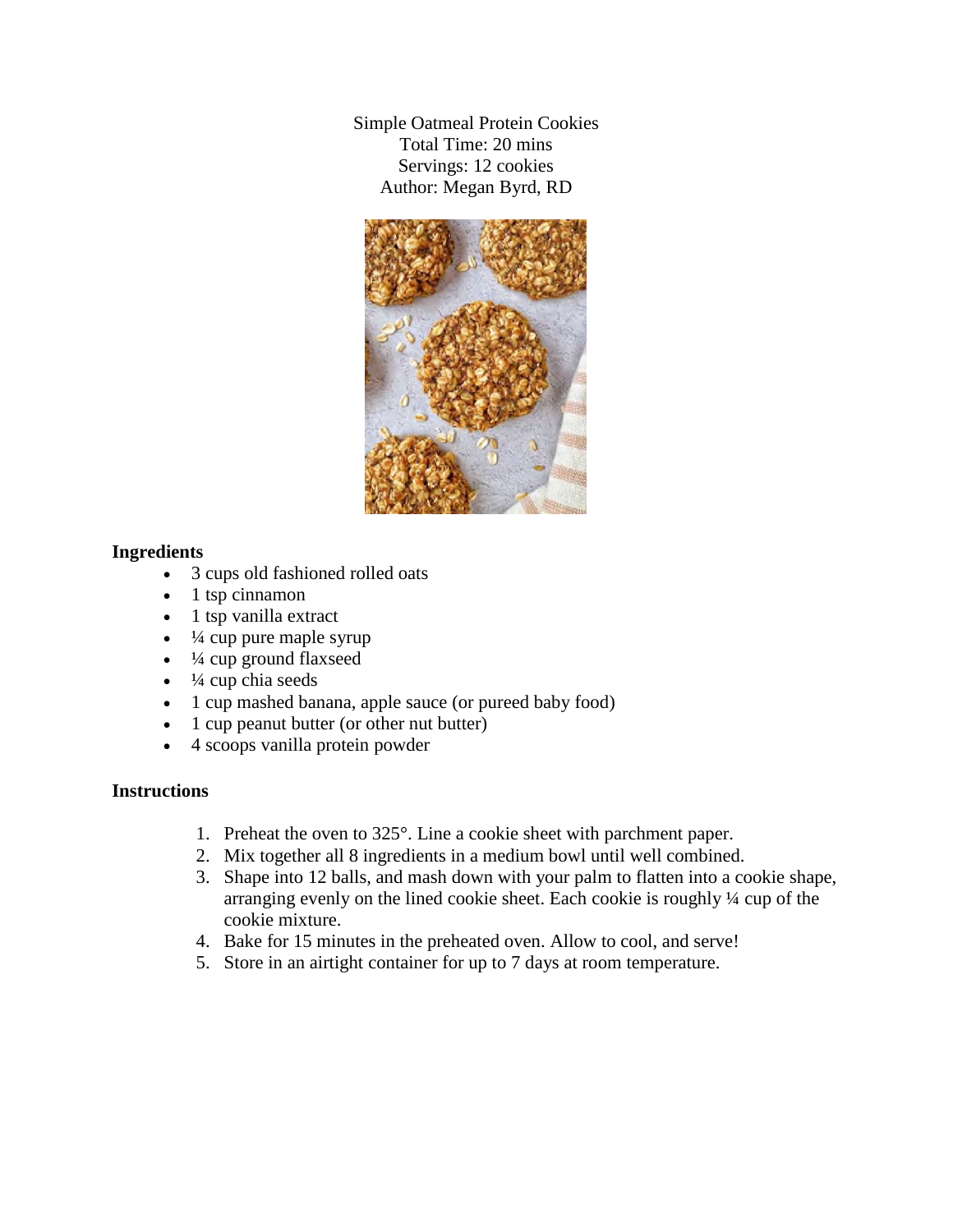Simple Oatmeal Protein Cookies
Total Time: 20 mins
Servings: 12 cookies
Author: Megan Byrd, RD

**Ingredients**

- 3 cups old fashioned rolled oats
- 1 tsp cinnamon
- 1 tsp vanilla extract
- ¼ cup pure maple syrup
- ¼ cup ground flaxseed
- ¼ cup chia seeds
- 1 cup mashed banana, apple sauce (or pureed baby food)
- 1 cup peanut butter (or other nut butter)
- 4 scoops vanilla protein powder

**Instructions**

1. Preheat the oven to 325°. Line a cookie sheet with parchment paper.
2. Mix together all 8 ingredients in a medium bowl until well combined.
3. Shape into 12 balls, and mash down with your palm to flatten into a cookie shape, arranging evenly on the lined cookie sheet. Each cookie is roughly ¼ cup of the cookie mixture.
4. Bake for 15 minutes in the preheated oven. Allow to cool, and serve!
5. Store in an airtight container for up to 7 days at room temperature.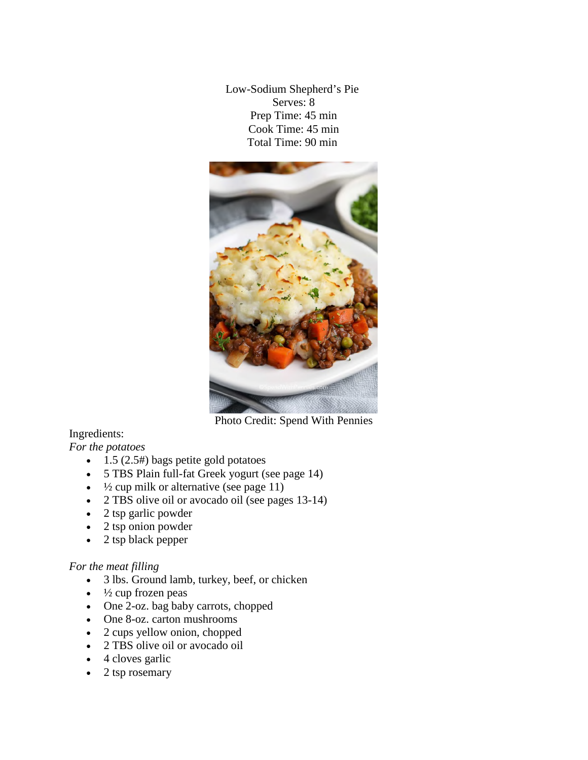Low-Sodium Shepherd's Pie
Serves: 8
Prep Time: 45 min
Cook Time: 45 min
Total Time: 90 min

Photo Credit: Spend With Pennies

Ingredients:

*For the potatoes*

- 1.5 (2.5#) bags petite gold potatoes
- 5 TBS Plain full-fat Greek yogurt (see page 14)
- ½ cup milk or alternative (see page 11)
- 2 TBS olive oil or avocado oil (see pages 13-14)
- 2 tsp garlic powder
- 2 tsp onion powder
- 2 tsp black pepper

*For the meat filling*

- 3 lbs. Ground lamb, turkey, beef, or chicken
- ½ cup frozen peas
- One 2-oz. bag baby carrots, chopped
- One 8-oz. carton mushrooms
- 2 cups yellow onion, chopped
- 2 TBS olive oil or avocado oil
- 4 cloves garlic
- 2 tsp rosemary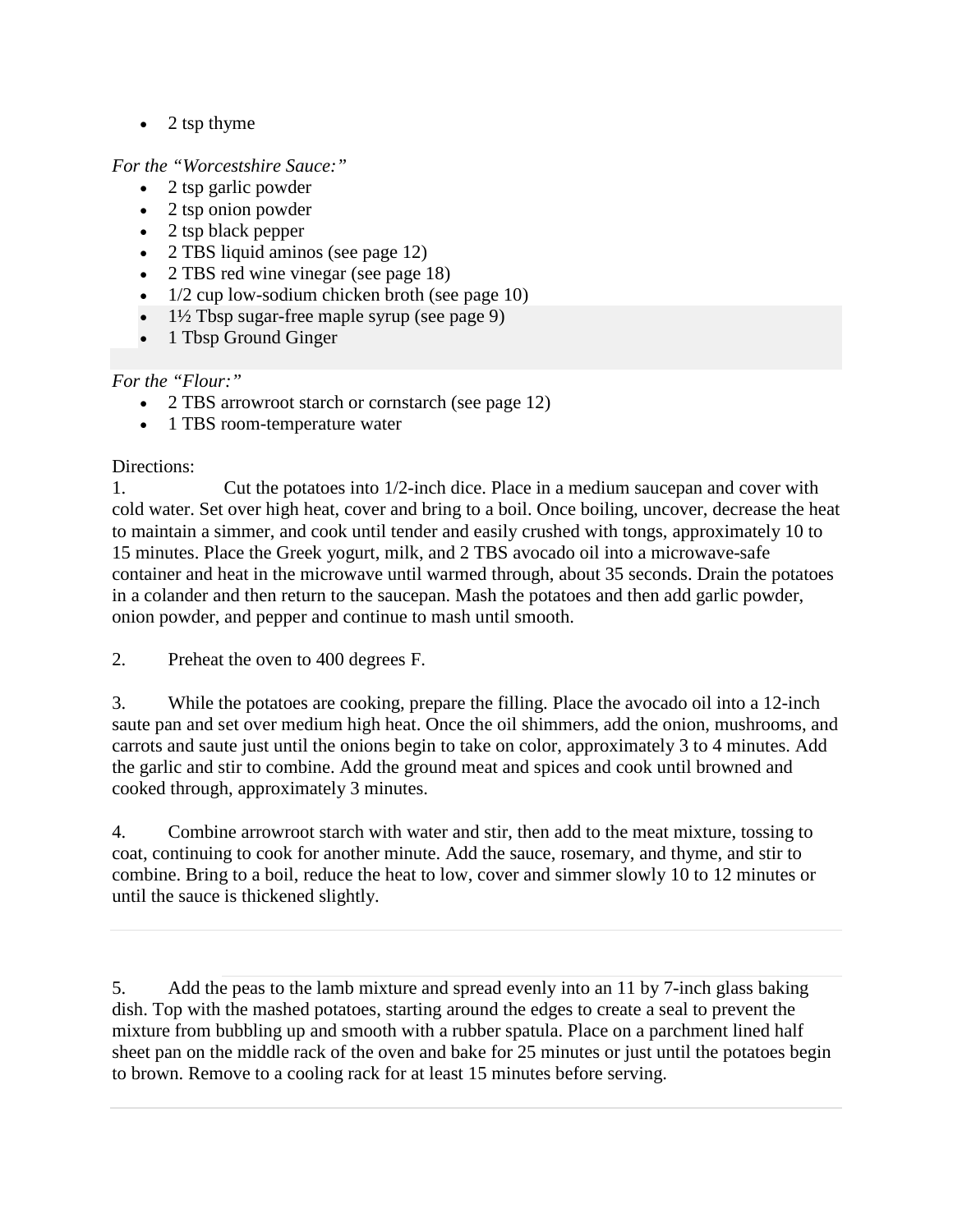- 2 tsp thyme

*For the "Worcestshire Sauce:"*

- 2 tsp garlic powder
- 2 tsp onion powder
- 2 tsp black pepper
- 2 TBS liquid aminos (see page 12)
- 2 TBS red wine vinegar (see page 18)
- 1/2 cup low-sodium chicken broth (see page 10)
- 1½ Tbsp sugar-free maple syrup (see page 9)
- 1 Tbsp Ground Ginger

*For the "Flour:"*

- 2 TBS arrowroot starch or cornstarch (see page 12)
- 1 TBS room-temperature water

Directions:

1. Cut the potatoes into 1/2-inch dice. Place in a medium saucepan and cover with cold water. Set over high heat, cover and bring to a boil. Once boiling, uncover, decrease the heat to maintain a simmer, and cook until tender and easily crushed with tongs, approximately 10 to 15 minutes. Place the Greek yogurt, milk, and 2 TBS avocado oil into a microwave-safe container and heat in the microwave until warmed through, about 35 seconds. Drain the potatoes in a colander and then return to the saucepan. Mash the potatoes and then add garlic powder, onion powder, and pepper and continue to mash until smooth.

2. Preheat the oven to 400 degrees F.

3. While the potatoes are cooking, prepare the filling. Place the avocado oil into a 12-inch saute pan and set over medium high heat. Once the oil shimmers, add the onion, mushrooms, and carrots and saute just until the onions begin to take on color, approximately 3 to 4 minutes. Add the garlic and stir to combine. Add the ground meat and spices and cook until browned and cooked through, approximately 3 minutes.

4. Combine arrowroot starch with water and stir, then add to the meat mixture, tossing to coat, continuing to cook for another minute. Add the sauce, rosemary, and thyme, and stir to combine. Bring to a boil, reduce the heat to low, cover and simmer slowly 10 to 12 minutes or until the sauce is thickened slightly.

5. Add the peas to the lamb mixture and spread evenly into an 11 by 7-inch glass baking dish. Top with the mashed potatoes, starting around the edges to create a seal to prevent the mixture from bubbling up and smooth with a rubber spatula. Place on a parchment lined half sheet pan on the middle rack of the oven and bake for 25 minutes or just until the potatoes begin to brown. Remove to a cooling rack for at least 15 minutes before serving.